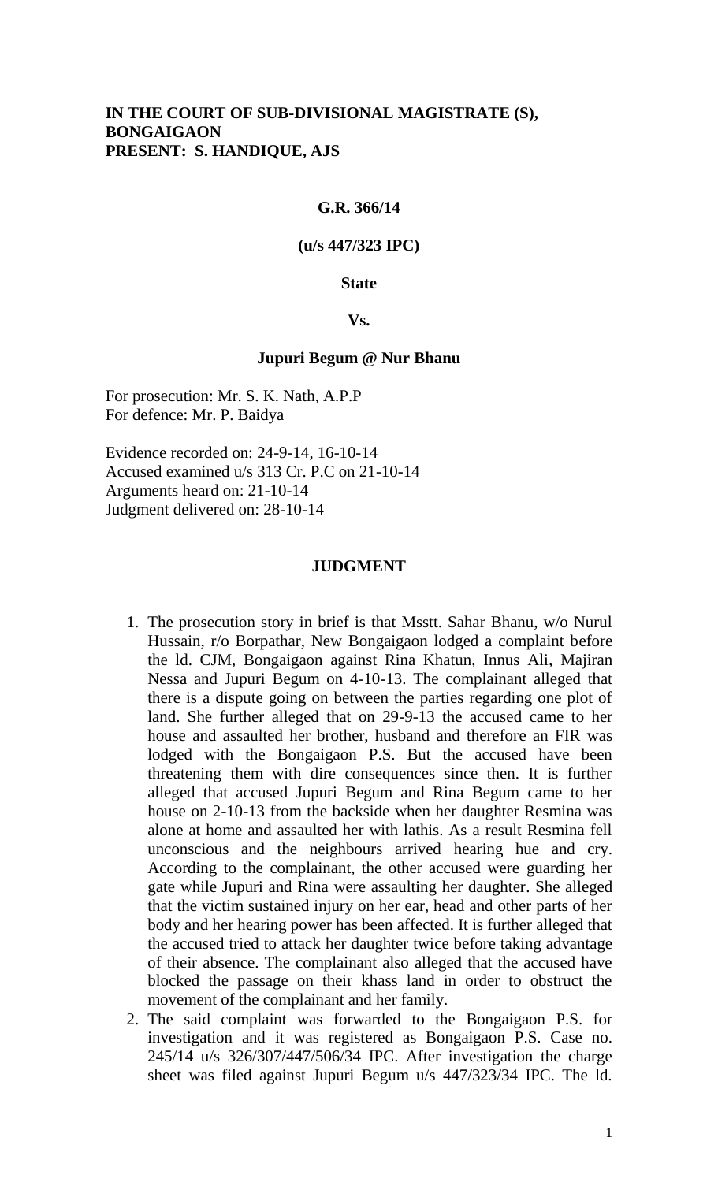**IN THE COURT OF SUB-DIVISIONAL MAGISTRATE (S), BONGAIGAON**
**PRESENT: S. HANDIQUE, AJS**

**G.R. 366/14**

**(u/s 447/323 IPC)**

**State**

**Vs.**

**Jupuri Begum @ Nur Bhanu**

For prosecution: Mr. S. K. Nath, A.P.P
For defence: Mr. P. Baidya

Evidence recorded on: 24-9-14, 16-10-14
Accused examined u/s 313 Cr. P.C on 21-10-14
Arguments heard on: 21-10-14
Judgment delivered on: 28-10-14

## JUDGMENT

1. The prosecution story in brief is that Msstt. Sahar Bhanu, w/o Nurul Hussain, r/o Borpathar, New Bongaigaon lodged a complaint before the ld. CJM, Bongaigaon against Rina Khatun, Innus Ali, Majiran Nessa and Jupuri Begum on 4-10-13. The complainant alleged that there is a dispute going on between the parties regarding one plot of land. She further alleged that on 29-9-13 the accused came to her house and assaulted her brother, husband and therefore an FIR was lodged with the Bongaigaon P.S. But the accused have been threatening them with dire consequences since then. It is further alleged that accused Jupuri Begum and Rina Begum came to her house on 2-10-13 from the backside when her daughter Resmina was alone at home and assaulted her with lathis. As a result Resmina fell unconscious and the neighbours arrived hearing hue and cry. According to the complainant, the other accused were guarding her gate while Jupuri and Rina were assaulting her daughter. She alleged that the victim sustained injury on her ear, head and other parts of her body and her hearing power has been affected. It is further alleged that the accused tried to attack her daughter twice before taking advantage of their absence. The complainant also alleged that the accused have blocked the passage on their khass land in order to obstruct the movement of the complainant and her family.
2. The said complaint was forwarded to the Bongaigaon P.S. for investigation and it was registered as Bongaigaon P.S. Case no. 245/14 u/s 326/307/447/506/34 IPC. After investigation the charge sheet was filed against Jupuri Begum u/s 447/323/34 IPC. The ld.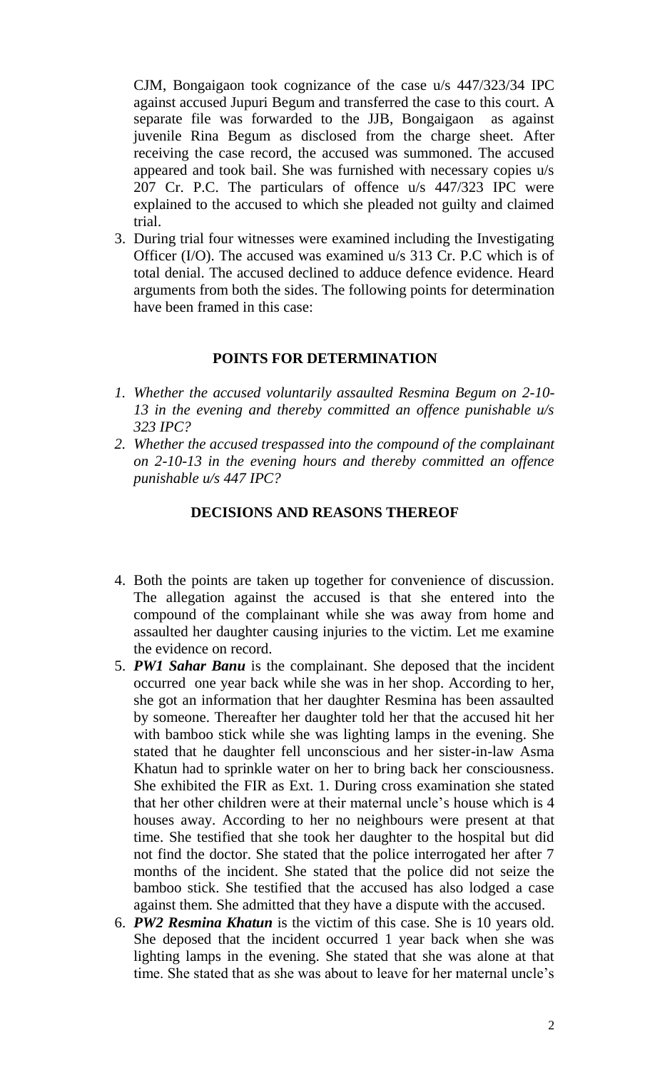CJM, Bongaigaon took cognizance of the case u/s 447/323/34 IPC against accused Jupuri Begum and transferred the case to this court. A separate file was forwarded to the JJB, Bongaigaon as against juvenile Rina Begum as disclosed from the charge sheet. After receiving the case record, the accused was summoned. The accused appeared and took bail. She was furnished with necessary copies u/s 207 Cr. P.C. The particulars of offence u/s 447/323 IPC were explained to the accused to which she pleaded not guilty and claimed trial.

3. During trial four witnesses were examined including the Investigating Officer (I/O). The accused was examined u/s 313 Cr. P.C which is of total denial. The accused declined to adduce defence evidence. Heard arguments from both the sides. The following points for determination have been framed in this case:

## POINTS FOR DETERMINATION

1. *Whether the accused voluntarily assaulted Resmina Begum on 2-10-13 in the evening and thereby committed an offence punishable u/s 323 IPC?*
2. *Whether the accused trespassed into the compound of the complainant on 2-10-13 in the evening hours and thereby committed an offence punishable u/s 447 IPC?*

## DECISIONS AND REASONS THEREOF

4. Both the points are taken up together for convenience of discussion. The allegation against the accused is that she entered into the compound of the complainant while she was away from home and assaulted her daughter causing injuries to the victim. Let me examine the evidence on record.
5. ***PW1 Sahar Banu*** is the complainant. She deposed that the incident occurred one year back while she was in her shop. According to her, she got an information that her daughter Resmina has been assaulted by someone. Thereafter her daughter told her that the accused hit her with bamboo stick while she was lighting lamps in the evening. She stated that he daughter fell unconscious and her sister-in-law Asma Khatun had to sprinkle water on her to bring back her consciousness. She exhibited the FIR as Ext. 1. During cross examination she stated that her other children were at their maternal uncle's house which is 4 houses away. According to her no neighbours were present at that time. She testified that she took her daughter to the hospital but did not find the doctor. She stated that the police interrogated her after 7 months of the incident. She stated that the police did not seize the bamboo stick. She testified that the accused has also lodged a case against them. She admitted that they have a dispute with the accused.
6. ***PW2 Resmina Khatun*** is the victim of this case. She is 10 years old. She deposed that the incident occurred 1 year back when she was lighting lamps in the evening. She stated that she was alone at that time. She stated that as she was about to leave for her maternal uncle's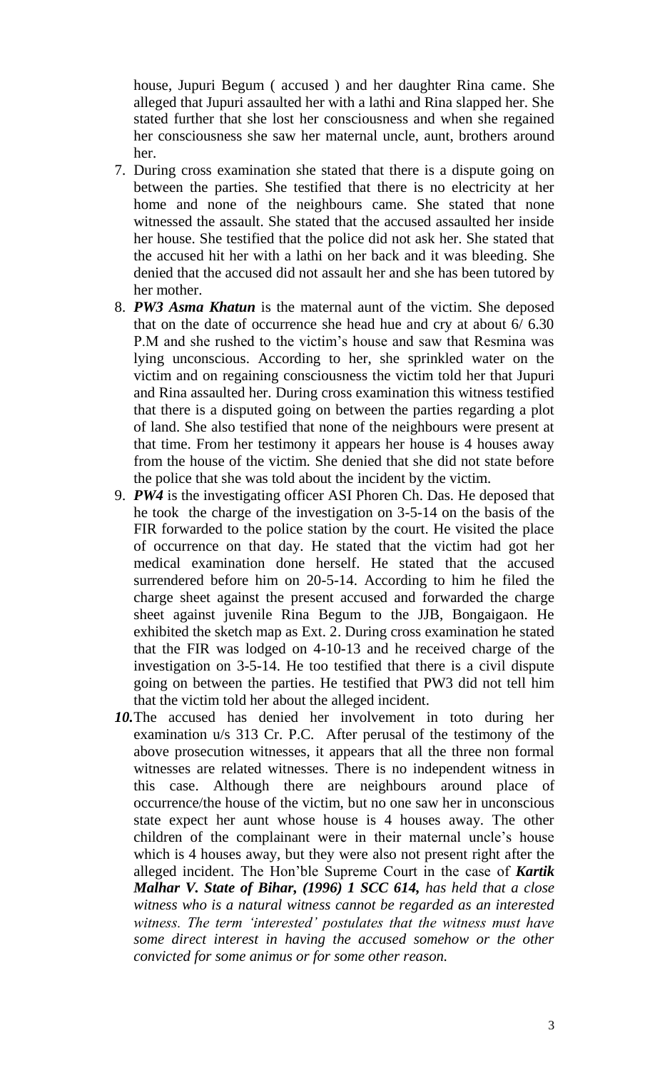house, Jupuri Begum ( accused ) and her daughter Rina came. She alleged that Jupuri assaulted her with a lathi and Rina slapped her. She stated further that she lost her consciousness and when she regained her consciousness she saw her maternal uncle, aunt, brothers around her.

7. During cross examination she stated that there is a dispute going on between the parties. She testified that there is no electricity at her home and none of the neighbours came. She stated that none witnessed the assault. She stated that the accused assaulted her inside her house. She testified that the police did not ask her. She stated that the accused hit her with a lathi on her back and it was bleeding. She denied that the accused did not assault her and she has been tutored by her mother.

8. ***PW3 Asma Khatun*** is the maternal aunt of the victim. She deposed that on the date of occurrence she head hue and cry at about 6/ 6.30 P.M and she rushed to the victim's house and saw that Resmina was lying unconscious. According to her, she sprinkled water on the victim and on regaining consciousness the victim told her that Jupuri and Rina assaulted her. During cross examination this witness testified that there is a disputed going on between the parties regarding a plot of land. She also testified that none of the neighbours were present at that time. From her testimony it appears her house is 4 houses away from the house of the victim. She denied that she did not state before the police that she was told about the incident by the victim.

9. ***PW4*** is the investigating officer ASI Phoren Ch. Das. He deposed that he took the charge of the investigation on 3-5-14 on the basis of the FIR forwarded to the police station by the court. He visited the place of occurrence on that day. He stated that the victim had got her medical examination done herself. He stated that the accused surrendered before him on 20-5-14. According to him he filed the charge sheet against the present accused and forwarded the charge sheet against juvenile Rina Begum to the JJB, Bongaigaon. He exhibited the sketch map as Ext. 2. During cross examination he stated that the FIR was lodged on 4-10-13 and he received charge of the investigation on 3-5-14. He too testified that there is a civil dispute going on between the parties. He testified that PW3 did not tell him that the victim told her about the alleged incident.

***10.*** The accused has denied her involvement in toto during her examination u/s 313 Cr. P.C. After perusal of the testimony of the above prosecution witnesses, it appears that all the three non formal witnesses are related witnesses. There is no independent witness in this case. Although there are neighbours around place of occurrence/the house of the victim, but no one saw her in unconscious state expect her aunt whose house is 4 houses away. The other children of the complainant were in their maternal uncle's house which is 4 houses away, but they were also not present right after the alleged incident. The Hon'ble Supreme Court in the case of ***Kartik Malhar V. State of Bihar, (1996) 1 SCC 614,*** *has held that a close witness who is a natural witness cannot be regarded as an interested witness. The term 'interested' postulates that the witness must have some direct interest in having the accused somehow or the other convicted for some animus or for some other reason.*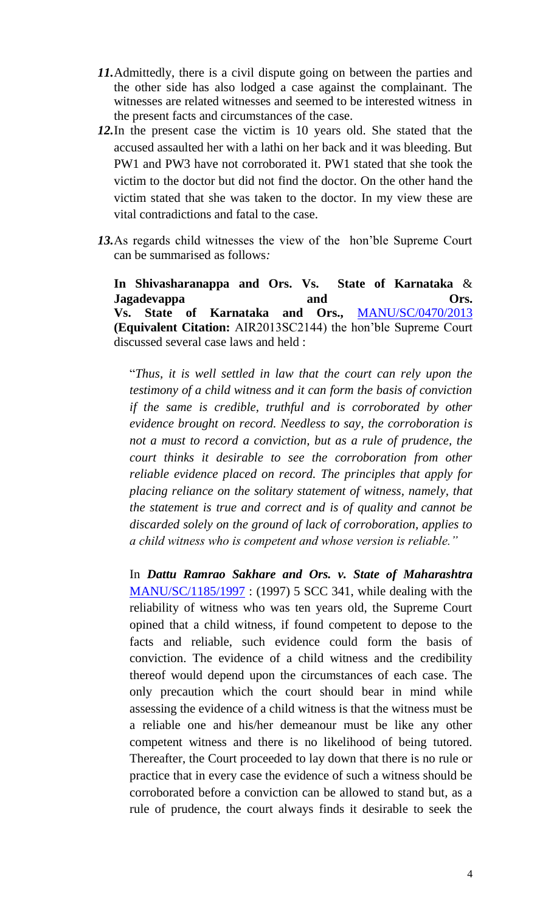*11.* Admittedly, there is a civil dispute going on between the parties and the other side has also lodged a case against the complainant. The witnesses are related witnesses and seemed to be interested witness in the present facts and circumstances of the case.

*12.* In the present case the victim is 10 years old. She stated that the accused assaulted her with a lathi on her back and it was bleeding. But PW1 and PW3 have not corroborated it. PW1 stated that she took the victim to the doctor but did not find the doctor. On the other hand the victim stated that she was taken to the doctor. In my view these are vital contradictions and fatal to the case.

*13.* As regards child witnesses the view of the hon'ble Supreme Court can be summarised as follows*:*

> **In Shivasharanappa and Ors. Vs. State of Karnataka** & **Jagadevappa and Ors. Vs. State of Karnataka and Ors.,** MANU/SC/0470/2013 **(Equivalent Citation:** AIR2013SC2144) the hon'ble Supreme Court discussed several case laws and held :
>
> "*Thus, it is well settled in law that the court can rely upon the testimony of a child witness and it can form the basis of conviction if the same is credible, truthful and is corroborated by other evidence brought on record. Needless to say, the corroboration is not a must to record a conviction, but as a rule of prudence, the court thinks it desirable to see the corroboration from other reliable evidence placed on record. The principles that apply for placing reliance on the solitary statement of witness, namely, that the statement is true and correct and is of quality and cannot be discarded solely on the ground of lack of corroboration, applies to a child witness who is competent and whose version is reliable."*
>
> In ***Dattu Ramrao Sakhare and Ors. v. State of Maharashtra*** MANU/SC/1185/1997 : (1997) 5 SCC 341, while dealing with the reliability of witness who was ten years old, the Supreme Court opined that a child witness, if found competent to depose to the facts and reliable, such evidence could form the basis of conviction. The evidence of a child witness and the credibility thereof would depend upon the circumstances of each case. The only precaution which the court should bear in mind while assessing the evidence of a child witness is that the witness must be a reliable one and his/her demeanour must be like any other competent witness and there is no likelihood of being tutored. Thereafter, the Court proceeded to lay down that there is no rule or practice that in every case the evidence of such a witness should be corroborated before a conviction can be allowed to stand but, as a rule of prudence, the court always finds it desirable to seek the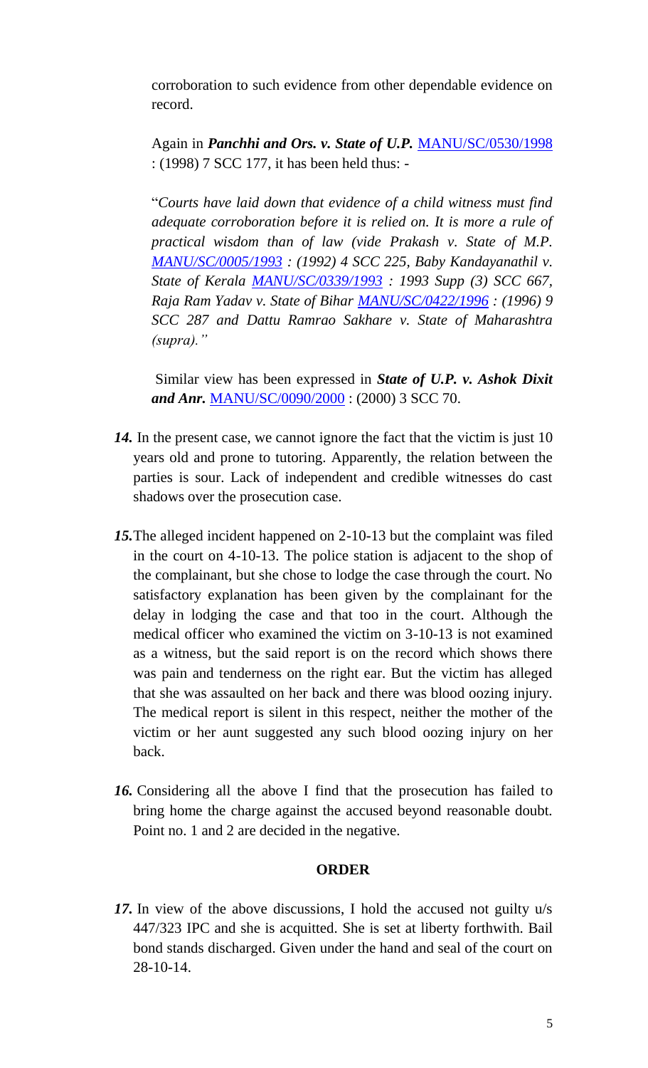corroboration to such evidence from other dependable evidence on record.

Again in ***Panchhi and Ors. v. State of U.P.*** MANU/SC/0530/1998 : (1998) 7 SCC 177, it has been held thus: -

"*Courts have laid down that evidence of a child witness must find adequate corroboration before it is relied on. It is more a rule of practical wisdom than of law (vide Prakash v. State of M.P. MANU/SC/0005/1993 : (1992) 4 SCC 225, Baby Kandayanathil v. State of Kerala MANU/SC/0339/1993 : 1993 Supp (3) SCC 667, Raja Ram Yadav v. State of Bihar MANU/SC/0422/1996 : (1996) 9 SCC 287 and Dattu Ramrao Sakhare v. State of Maharashtra (supra).*"

Similar view has been expressed in ***State of U.P. v. Ashok Dixit and Anr.*** MANU/SC/0090/2000 : (2000) 3 SCC 70.

***14.*** In the present case, we cannot ignore the fact that the victim is just 10 years old and prone to tutoring. Apparently, the relation between the parties is sour. Lack of independent and credible witnesses do cast shadows over the prosecution case.

***15.*** The alleged incident happened on 2-10-13 but the complaint was filed in the court on 4-10-13. The police station is adjacent to the shop of the complainant, but she chose to lodge the case through the court. No satisfactory explanation has been given by the complainant for the delay in lodging the case and that too in the court. Although the medical officer who examined the victim on 3-10-13 is not examined as a witness, but the said report is on the record which shows there was pain and tenderness on the right ear. But the victim has alleged that she was assaulted on her back and there was blood oozing injury. The medical report is silent in this respect, neither the mother of the victim or her aunt suggested any such blood oozing injury on her back.

***16.*** Considering all the above I find that the prosecution has failed to bring home the charge against the accused beyond reasonable doubt. Point no. 1 and 2 are decided in the negative.

## ORDER

***17.*** In view of the above discussions, I hold the accused not guilty u/s 447/323 IPC and she is acquitted. She is set at liberty forthwith. Bail bond stands discharged. Given under the hand and seal of the court on 28-10-14.